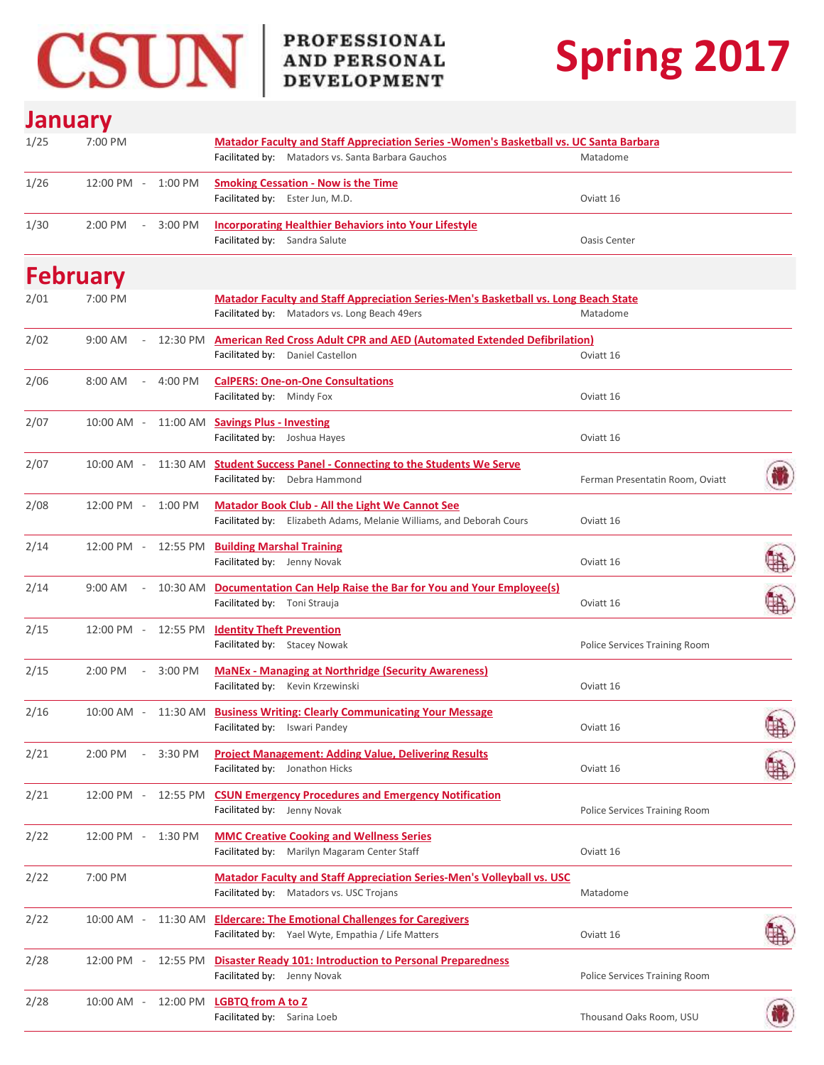# CSUN | PROFESSIONAL AND PERSONAL DEVELOPMENT

# Spring 2017

## January

| Date | Time | Event | Location |
|---|---|---|---|
| 1/25 | 7:00 PM | **Matador Faculty and Staff Appreciation Series -Women's Basketball vs. UC Santa Barbara**<br>Facilitated by: Matadors vs. Santa Barbara Gauchos | Matadome |
| 1/26 | 12:00 PM - 1:00 PM | **Smoking Cessation - Now is the Time**<br>Facilitated by: Ester Jun, M.D. | Oviatt 16 |
| 1/30 | 2:00 PM - 3:00 PM | **Incorporating Healthier Behaviors into Your Lifestyle**<br>Facilitated by: Sandra Salute | Oasis Center |

## February

| Date | Time | Event | Location |
|---|---|---|---|
| 2/01 | 7:00 PM | **Matador Faculty and Staff Appreciation Series-Men's Basketball vs. Long Beach State**<br>Facilitated by: Matadors vs. Long Beach 49ers | Matadome |
| 2/02 | 9:00 AM - 12:30 PM | **American Red Cross Adult CPR and AED (Automated Extended Defibrilation)**<br>Facilitated by: Daniel Castellon | Oviatt 16 |
| 2/06 | 8:00 AM - 4:00 PM | **CalPERS: One-on-One Consultations**<br>Facilitated by: Mindy Fox | Oviatt 16 |
| 2/07 | 10:00 AM - 11:00 AM | **Savings Plus - Investing**<br>Facilitated by: Joshua Hayes | Oviatt 16 |
| 2/07 | 10:00 AM - 11:30 AM | **Student Success Panel - Connecting to the Students We Serve**<br>Facilitated by: Debra Hammond | Ferman Presentatin Room, Oviatt |
| 2/08 | 12:00 PM - 1:00 PM | **Matador Book Club - All the Light We Cannot See**<br>Facilitated by: Elizabeth Adams, Melanie Williams, and Deborah Cours | Oviatt 16 |
| 2/14 | 12:00 PM - 12:55 PM | **Building Marshal Training**<br>Facilitated by: Jenny Novak | Oviatt 16 |
| 2/14 | 9:00 AM - 10:30 AM | **Documentation Can Help Raise the Bar for You and Your Employee(s)**<br>Facilitated by: Toni Strauja | Oviatt 16 |
| 2/15 | 12:00 PM - 12:55 PM | **Identity Theft Prevention**<br>Facilitated by: Stacey Nowak | Police Services Training Room |
| 2/15 | 2:00 PM - 3:00 PM | **MaNEx - Managing at Northridge (Security Awareness)**<br>Facilitated by: Kevin Krzewinski | Oviatt 16 |
| 2/16 | 10:00 AM - 11:30 AM | **Business Writing: Clearly Communicating Your Message**<br>Facilitated by: Iswari Pandey | Oviatt 16 |
| 2/21 | 2:00 PM - 3:30 PM | **Project Management: Adding Value, Delivering Results**<br>Facilitated by: Jonathon Hicks | Oviatt 16 |
| 2/21 | 12:00 PM - 12:55 PM | **CSUN Emergency Procedures and Emergency Notification**<br>Facilitated by: Jenny Novak | Police Services Training Room |
| 2/22 | 12:00 PM - 1:30 PM | **MMC Creative Cooking and Wellness Series**<br>Facilitated by: Marilyn Magaram Center Staff | Oviatt 16 |
| 2/22 | 7:00 PM | **Matador Faculty and Staff Appreciation Series-Men's Volleyball vs. USC**<br>Facilitated by: Matadors vs. USC Trojans | Matadome |
| 2/22 | 10:00 AM - 11:30 AM | **Eldercare: The Emotional Challenges for Caregivers**<br>Facilitated by: Yael Wyte, Empathia / Life Matters | Oviatt 16 |
| 2/28 | 12:00 PM - 12:55 PM | **Disaster Ready 101: Introduction to Personal Preparedness**<br>Facilitated by: Jenny Novak | Police Services Training Room |
| 2/28 | 10:00 AM - 12:00 PM | **LGBTQ from A to Z**<br>Facilitated by: Sarina Loeb | Thousand Oaks Room, USU |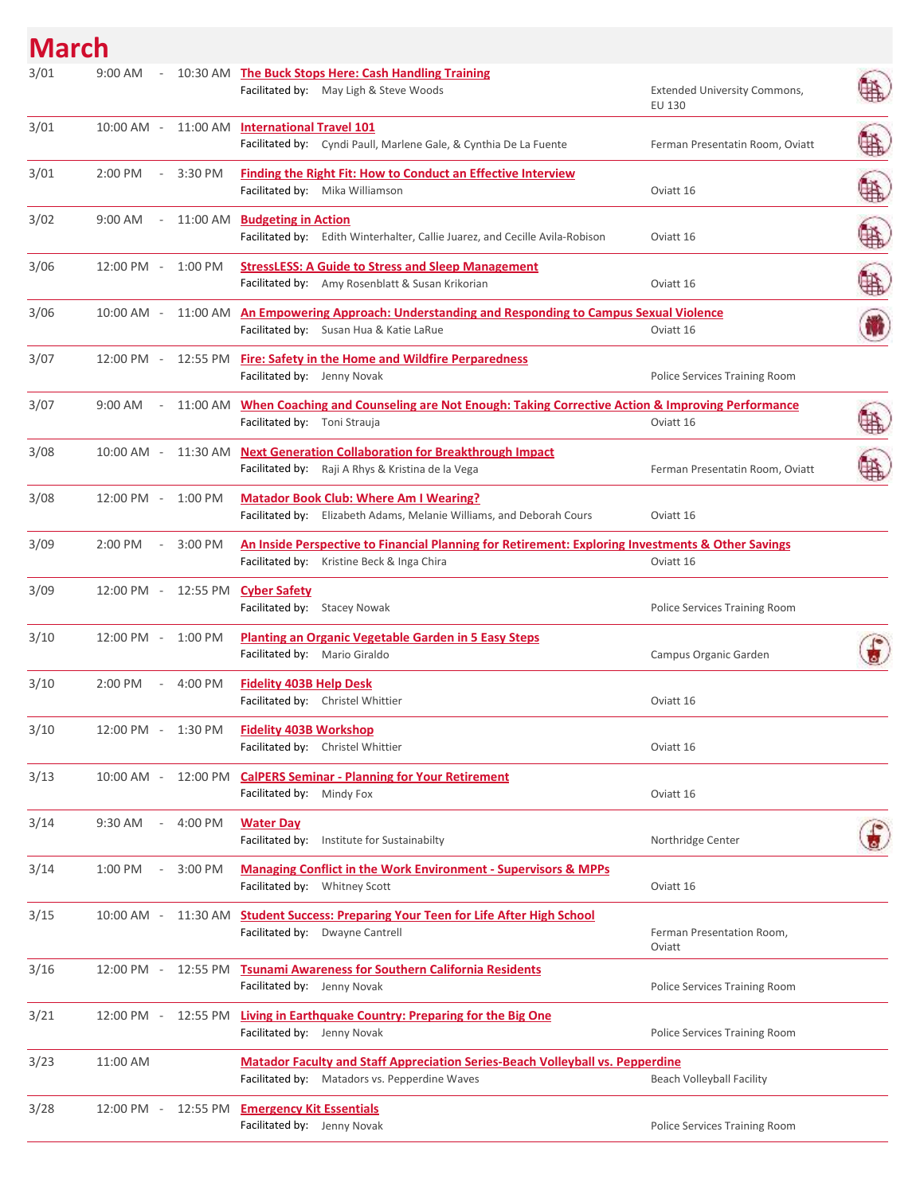# March

| Date | Time | Event | Location |
|---|---|---|---|
| 3/01 | 9:00 AM - 10:30 AM | **The Buck Stops Here: Cash Handling Training**<br>Facilitated by: May Ligh & Steve Woods | Extended University Commons, EU 130 |
| 3/01 | 10:00 AM - 11:00 AM | **International Travel 101**<br>Facilitated by: Cyndi Paull, Marlene Gale, & Cynthia De La Fuente | Ferman Presentatin Room, Oviatt |
| 3/01 | 2:00 PM - 3:30 PM | **Finding the Right Fit: How to Conduct an Effective Interview**<br>Facilitated by: Mika Williamson | Oviatt 16 |
| 3/02 | 9:00 AM - 11:00 AM | **Budgeting in Action**<br>Facilitated by: Edith Winterhalter, Callie Juarez, and Cecille Avila-Robison | Oviatt 16 |
| 3/06 | 12:00 PM - 1:00 PM | **StressLESS: A Guide to Stress and Sleep Management**<br>Facilitated by: Amy Rosenblatt & Susan Krikorian | Oviatt 16 |
| 3/06 | 10:00 AM - 11:00 AM | **An Empowering Approach: Understanding and Responding to Campus Sexual Violence**<br>Facilitated by: Susan Hua & Katie LaRue | Oviatt 16 |
| 3/07 | 12:00 PM - 12:55 PM | **Fire: Safety in the Home and Wildfire Perparedness**<br>Facilitated by: Jenny Novak | Police Services Training Room |
| 3/07 | 9:00 AM - 11:00 AM | **When Coaching and Counseling are Not Enough: Taking Corrective Action & Improving Performance**<br>Facilitated by: Toni Strauja | Oviatt 16 |
| 3/08 | 10:00 AM - 11:30 AM | **Next Generation Collaboration for Breakthrough Impact**<br>Facilitated by: Raji A Rhys & Kristina de la Vega | Ferman Presentatin Room, Oviatt |
| 3/08 | 12:00 PM - 1:00 PM | **Matador Book Club: Where Am I Wearing?**<br>Facilitated by: Elizabeth Adams, Melanie Williams, and Deborah Cours | Oviatt 16 |
| 3/09 | 2:00 PM - 3:00 PM | **An Inside Perspective to Financial Planning for Retirement: Exploring Investments & Other Savings**<br>Facilitated by: Kristine Beck & Inga Chira | Oviatt 16 |
| 3/09 | 12:00 PM - 12:55 PM | **Cyber Safety**<br>Facilitated by: Stacey Nowak | Police Services Training Room |
| 3/10 | 12:00 PM - 1:00 PM | **Planting an Organic Vegetable Garden in 5 Easy Steps**<br>Facilitated by: Mario Giraldo | Campus Organic Garden |
| 3/10 | 2:00 PM - 4:00 PM | **Fidelity 403B Help Desk**<br>Facilitated by: Christel Whittier | Oviatt 16 |
| 3/10 | 12:00 PM - 1:30 PM | **Fidelity 403B Workshop**<br>Facilitated by: Christel Whittier | Oviatt 16 |
| 3/13 | 10:00 AM - 12:00 PM | **CalPERS Seminar - Planning for Your Retirement**<br>Facilitated by: Mindy Fox | Oviatt 16 |
| 3/14 | 9:30 AM - 4:00 PM | **Water Day**<br>Facilitated by: Institute for Sustainabilty | Northridge Center |
| 3/14 | 1:00 PM - 3:00 PM | **Managing Conflict in the Work Environment - Supervisors & MPPs**<br>Facilitated by: Whitney Scott | Oviatt 16 |
| 3/15 | 10:00 AM - 11:30 AM | **Student Success: Preparing Your Teen for Life After High School**<br>Facilitated by: Dwayne Cantrell | Ferman Presentation Room, Oviatt |
| 3/16 | 12:00 PM - 12:55 PM | **Tsunami Awareness for Southern California Residents**<br>Facilitated by: Jenny Novak | Police Services Training Room |
| 3/21 | 12:00 PM - 12:55 PM | **Living in Earthquake Country: Preparing for the Big One**<br>Facilitated by: Jenny Novak | Police Services Training Room |
| 3/23 | 11:00 AM | **Matador Faculty and Staff Appreciation Series-Beach Volleyball vs. Pepperdine**<br>Facilitated by: Matadors vs. Pepperdine Waves | Beach Volleyball Facility |
| 3/28 | 12:00 PM - 12:55 PM | **Emergency Kit Essentials**<br>Facilitated by: Jenny Novak | Police Services Training Room |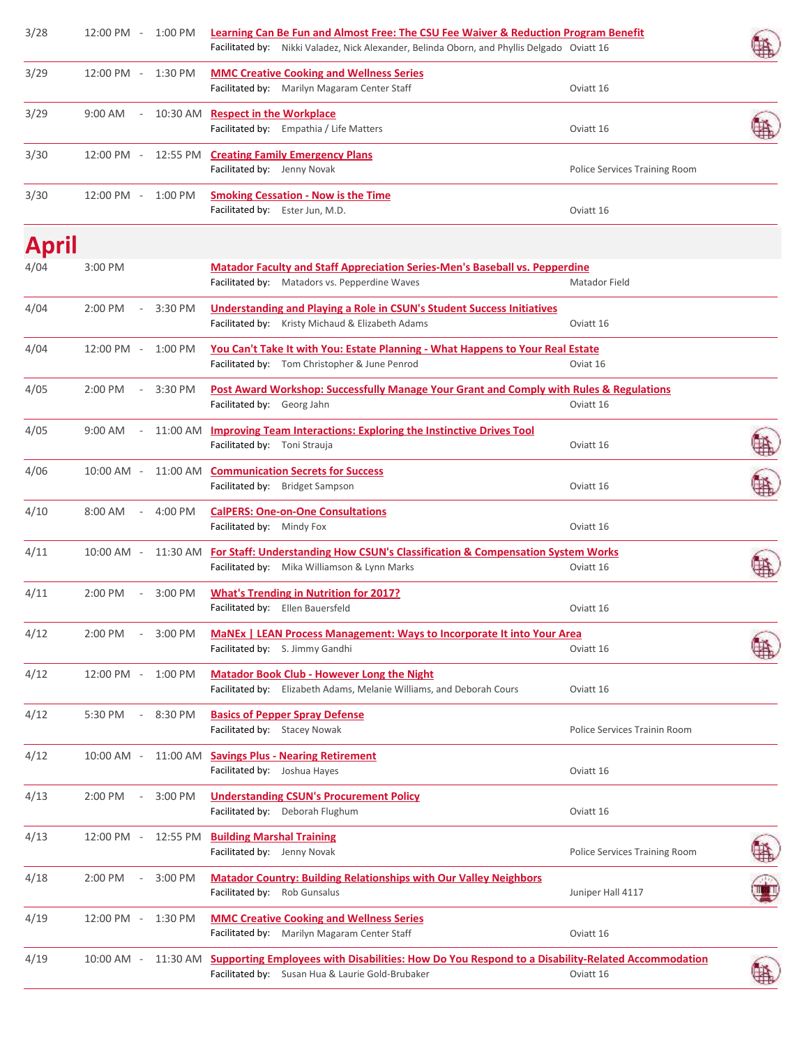| Date | Time | Event | Location |
|---|---|---|---|
| 3/28 | 12:00 PM - 1:00 PM | **Learning Can Be Fun and Almost Free: The CSU Fee Waiver & Reduction Program Benefit**<br>Facilitated by: Nikki Valadez, Nick Alexander, Belinda Oborn, and Phyllis Delgado | Oviatt 16 |
| 3/29 | 12:00 PM - 1:30 PM | **MMC Creative Cooking and Wellness Series**<br>Facilitated by: Marilyn Magaram Center Staff | Oviatt 16 |
| 3/29 | 9:00 AM - 10:30 AM | **Respect in the Workplace**<br>Facilitated by: Empathia / Life Matters | Oviatt 16 |
| 3/30 | 12:00 PM - 12:55 PM | **Creating Family Emergency Plans**<br>Facilitated by: Jenny Novak | Police Services Training Room |
| 3/30 | 12:00 PM - 1:00 PM | **Smoking Cessation - Now is the Time**<br>Facilitated by: Ester Jun, M.D. | Oviatt 16 |

# April

| Date | Time | Event | Location |
|---|---|---|---|
| 4/04 | 3:00 PM | **Matador Faculty and Staff Appreciation Series-Men's Baseball vs. Pepperdine**<br>Facilitated by: Matadors vs. Pepperdine Waves | Matador Field |
| 4/04 | 2:00 PM - 3:30 PM | **Understanding and Playing a Role in CSUN's Student Success Initiatives**<br>Facilitated by: Kristy Michaud & Elizabeth Adams | Oviatt 16 |
| 4/04 | 12:00 PM - 1:00 PM | **You Can't Take It with You: Estate Planning - What Happens to Your Real Estate**<br>Facilitated by: Tom Christopher & June Penrod | Oviat 16 |
| 4/05 | 2:00 PM - 3:30 PM | **Post Award Workshop: Successfully Manage Your Grant and Comply with Rules & Regulations**<br>Facilitated by: Georg Jahn | Oviatt 16 |
| 4/05 | 9:00 AM - 11:00 AM | **Improving Team Interactions: Exploring the Instinctive Drives Tool**<br>Facilitated by: Toni Strauja | Oviatt 16 |
| 4/06 | 10:00 AM - 11:00 AM | **Communication Secrets for Success**<br>Facilitated by: Bridget Sampson | Oviatt 16 |
| 4/10 | 8:00 AM - 4:00 PM | **CalPERS: One-on-One Consultations**<br>Facilitated by: Mindy Fox | Oviatt 16 |
| 4/11 | 10:00 AM - 11:30 AM | **For Staff: Understanding How CSUN's Classification & Compensation System Works**<br>Facilitated by: Mika Williamson & Lynn Marks | Oviatt 16 |
| 4/11 | 2:00 PM - 3:00 PM | **What's Trending in Nutrition for 2017?**<br>Facilitated by: Ellen Bauersfeld | Oviatt 16 |
| 4/12 | 2:00 PM - 3:00 PM | **MaNEx \| LEAN Process Management: Ways to Incorporate It into Your Area**<br>Facilitated by: S. Jimmy Gandhi | Oviatt 16 |
| 4/12 | 12:00 PM - 1:00 PM | **Matador Book Club - However Long the Night**<br>Facilitated by: Elizabeth Adams, Melanie Williams, and Deborah Cours | Oviatt 16 |
| 4/12 | 5:30 PM - 8:30 PM | **Basics of Pepper Spray Defense**<br>Facilitated by: Stacey Nowak | Police Services Trainin Room |
| 4/12 | 10:00 AM - 11:00 AM | **Savings Plus - Nearing Retirement**<br>Facilitated by: Joshua Hayes | Oviatt 16 |
| 4/13 | 2:00 PM - 3:00 PM | **Understanding CSUN's Procurement Policy**<br>Facilitated by: Deborah Flughum | Oviatt 16 |
| 4/13 | 12:00 PM - 12:55 PM | **Building Marshal Training**<br>Facilitated by: Jenny Novak | Police Services Training Room |
| 4/18 | 2:00 PM - 3:00 PM | **Matador Country: Building Relationships with Our Valley Neighbors**<br>Facilitated by: Rob Gunsalus | Juniper Hall 4117 |
| 4/19 | 12:00 PM - 1:30 PM | **MMC Creative Cooking and Wellness Series**<br>Facilitated by: Marilyn Magaram Center Staff | Oviatt 16 |
| 4/19 | 10:00 AM - 11:30 AM | **Supporting Employees with Disabilities: How Do You Respond to a Disability-Related Accommodation**<br>Facilitated by: Susan Hua & Laurie Gold-Brubaker | Oviatt 16 |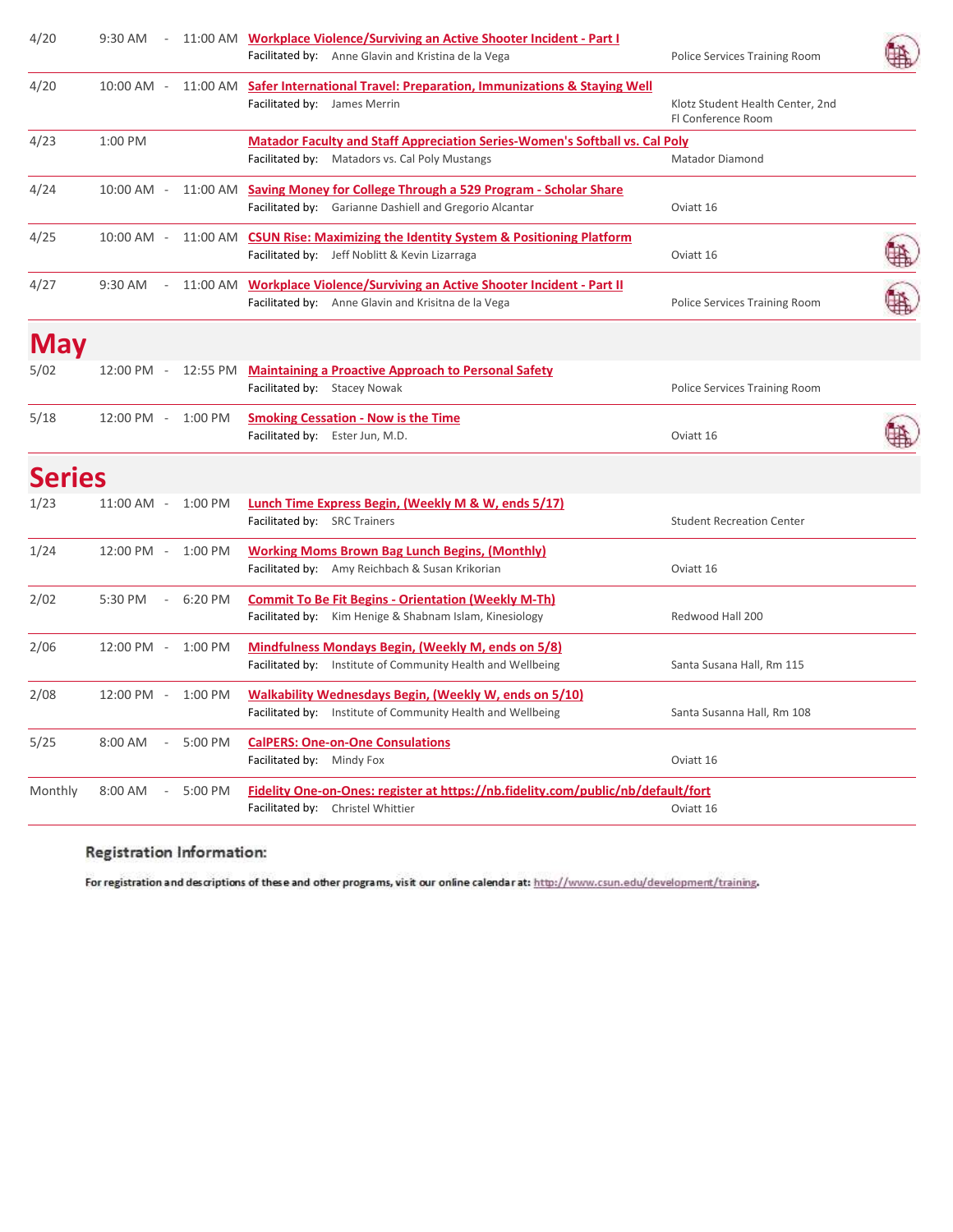| | | | |
|---|---|---|---|
| 4/20 | 9:30 AM - 11:00 AM | **Workplace Violence/Surviving an Active Shooter Incident - Part I**<br>Facilitated by: Anne Glavin and Kristina de la Vega | Police Services Training Room |
| 4/20 | 10:00 AM - 11:00 AM | **Safer International Travel: Preparation, Immunizations & Staying Well**<br>Facilitated by: James Merrin | Klotz Student Health Center, 2nd Fl Conference Room |
| 4/23 | 1:00 PM | **Matador Faculty and Staff Appreciation Series-Women's Softball vs. Cal Poly**<br>Facilitated by: Matadors vs. Cal Poly Mustangs | Matador Diamond |
| 4/24 | 10:00 AM - 11:00 AM | **Saving Money for College Through a 529 Program - Scholar Share**<br>Facilitated by: Garianne Dashiell and Gregorio Alcantar | Oviatt 16 |
| 4/25 | 10:00 AM - 11:00 AM | **CSUN Rise: Maximizing the Identity System & Positioning Platform**<br>Facilitated by: Jeff Noblitt & Kevin Lizarraga | Oviatt 16 |
| 4/27 | 9:30 AM - 11:00 AM | **Workplace Violence/Surviving an Active Shooter Incident - Part II**<br>Facilitated by: Anne Glavin and Krisitna de la Vega | Police Services Training Room |

# May

| | | | |
|---|---|---|---|
| 5/02 | 12:00 PM - 12:55 PM | **Maintaining a Proactive Approach to Personal Safety**<br>Facilitated by: Stacey Nowak | Police Services Training Room |
| 5/18 | 12:00 PM - 1:00 PM | **Smoking Cessation - Now is the Time**<br>Facilitated by: Ester Jun, M.D. | Oviatt 16 |

# Series

| | | | |
|---|---|---|---|
| 1/23 | 11:00 AM - 1:00 PM | **Lunch Time Express Begin, (Weekly M & W, ends 5/17)**<br>Facilitated by: SRC Trainers | Student Recreation Center |
| 1/24 | 12:00 PM - 1:00 PM | **Working Moms Brown Bag Lunch Begins, (Monthly)**<br>Facilitated by: Amy Reichbach & Susan Krikorian | Oviatt 16 |
| 2/02 | 5:30 PM - 6:20 PM | **Commit To Be Fit Begins - Orientation (Weekly M-Th)**<br>Facilitated by: Kim Henige & Shabnam Islam, Kinesiology | Redwood Hall 200 |
| 2/06 | 12:00 PM - 1:00 PM | **Mindfulness Mondays Begin, (Weekly M, ends on 5/8)**<br>Facilitated by: Institute of Community Health and Wellbeing | Santa Susana Hall, Rm 115 |
| 2/08 | 12:00 PM - 1:00 PM | **Walkability Wednesdays Begin, (Weekly W, ends on 5/10)**<br>Facilitated by: Institute of Community Health and Wellbeing | Santa Susanna Hall, Rm 108 |
| 5/25 | 8:00 AM - 5:00 PM | **CalPERS: One-on-One Consulations**<br>Facilitated by: Mindy Fox | Oviatt 16 |
| Monthly | 8:00 AM - 5:00 PM | **Fidelity One-on-Ones: register at https://nb.fidelity.com/public/nb/default/fort**<br>Facilitated by: Christel Whittier | Oviatt 16 |

### Registration Information:

For registration and descriptions of these and other programs, visit our online calendar at: http://www.csun.edu/development/training.